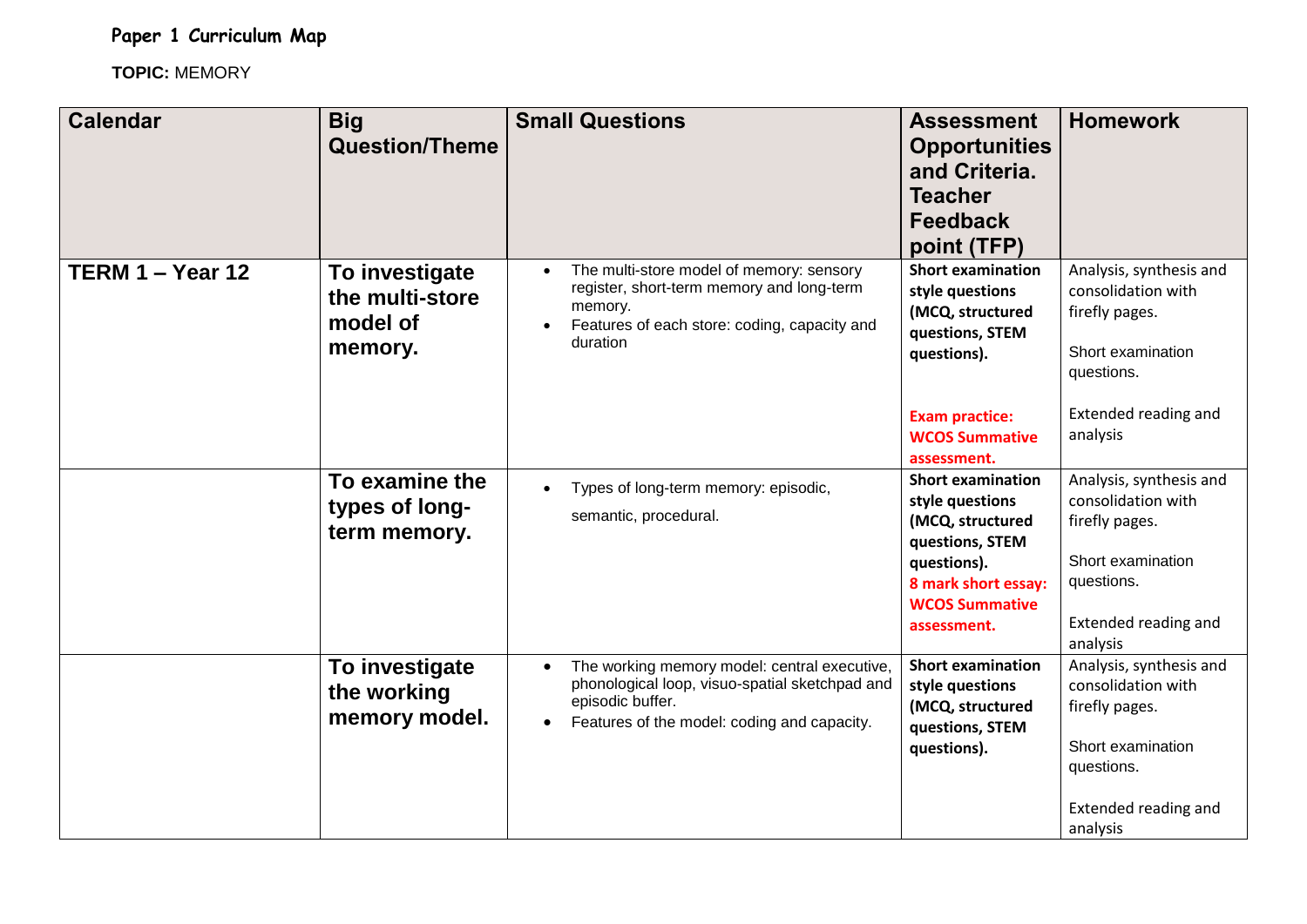**Paper 1 Curriculum Map**

**TOPIC:** MEMORY

| Calendar | Big Question/Theme | Small Questions | Assessment Opportunities and Criteria. Teacher Feedback point (TFP) | Homework |
|---|---|---|---|---|
| **TERM 1 – Year 12** | **To investigate the multi-store model of memory.** | • The multi-store model of memory: sensory register, short-term memory and long-term memory.<br>• Features of each store: coding, capacity and duration | **Short examination style questions (MCQ, structured questions, STEM questions).**<br><br>**Exam practice: WCOS Summative assessment.** | Analysis, synthesis and consolidation with firefly pages.<br><br>Short examination questions.<br><br>Extended reading and analysis |
| | **To examine the types of long-term memory.** | • Types of long-term memory: episodic, semantic, procedural. | **Short examination style questions (MCQ, structured questions, STEM questions).**<br>**8 mark short essay: WCOS Summative assessment.** | Analysis, synthesis and consolidation with firefly pages.<br><br>Short examination questions.<br><br>Extended reading and analysis |
| | **To investigate the working memory model.** | • The working memory model: central executive, phonological loop, visuo-spatial sketchpad and episodic buffer.<br>• Features of the model: coding and capacity. | **Short examination style questions (MCQ, structured questions, STEM questions).** | Analysis, synthesis and consolidation with firefly pages.<br><br>Short examination questions.<br><br>Extended reading and analysis |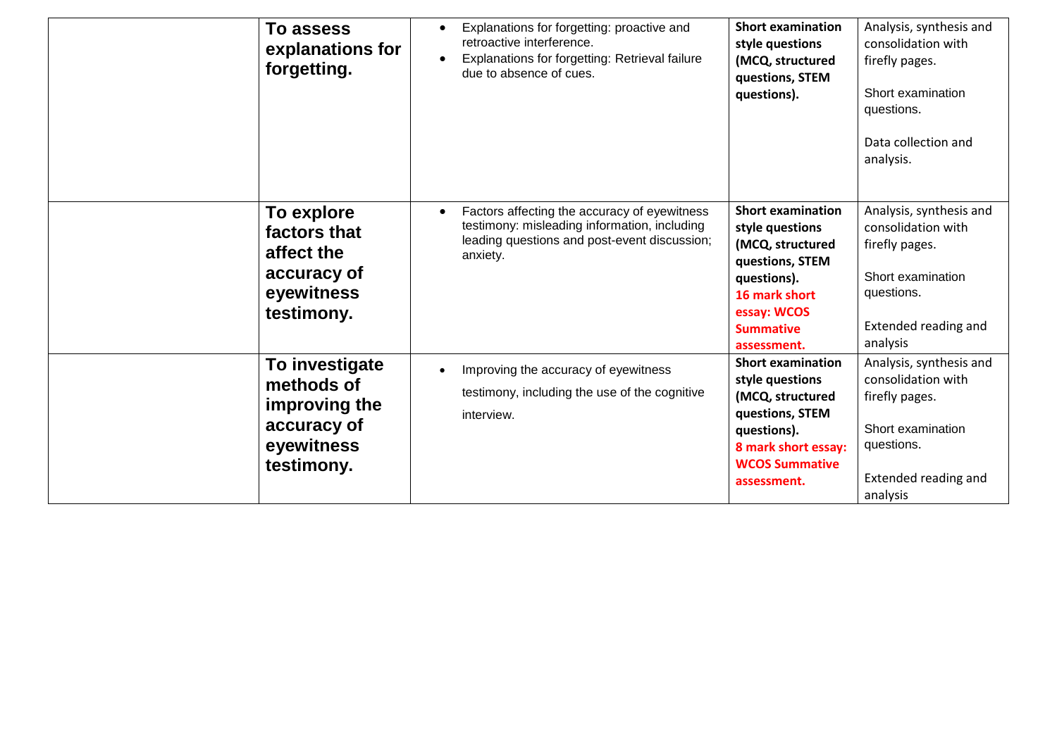| | | | | |
|---|---|---|---|---|
| | **To assess explanations for forgetting.** | • Explanations for forgetting: proactive and retroactive interference.<br>• Explanations for forgetting: Retrieval failure due to absence of cues. | **Short examination style questions (MCQ, structured questions, STEM questions).** | Analysis, synthesis and consolidation with firefly pages.<br><br>Short examination questions.<br><br>Data collection and analysis. |
| | **To explore factors that affect the accuracy of eyewitness testimony.** | • Factors affecting the accuracy of eyewitness testimony: misleading information, including leading questions and post-event discussion; anxiety. | **Short examination style questions (MCQ, structured questions, STEM questions).**<br>**16 mark short essay: WCOS Summative assessment.** | Analysis, synthesis and consolidation with firefly pages.<br><br>Short examination questions.<br><br>Extended reading and analysis |
| | **To investigate methods of improving the accuracy of eyewitness testimony.** | • Improving the accuracy of eyewitness testimony, including the use of the cognitive interview. | **Short examination style questions (MCQ, structured questions, STEM questions).**<br>**8 mark short essay: WCOS Summative assessment.** | Analysis, synthesis and consolidation with firefly pages.<br><br>Short examination questions.<br><br>Extended reading and analysis |